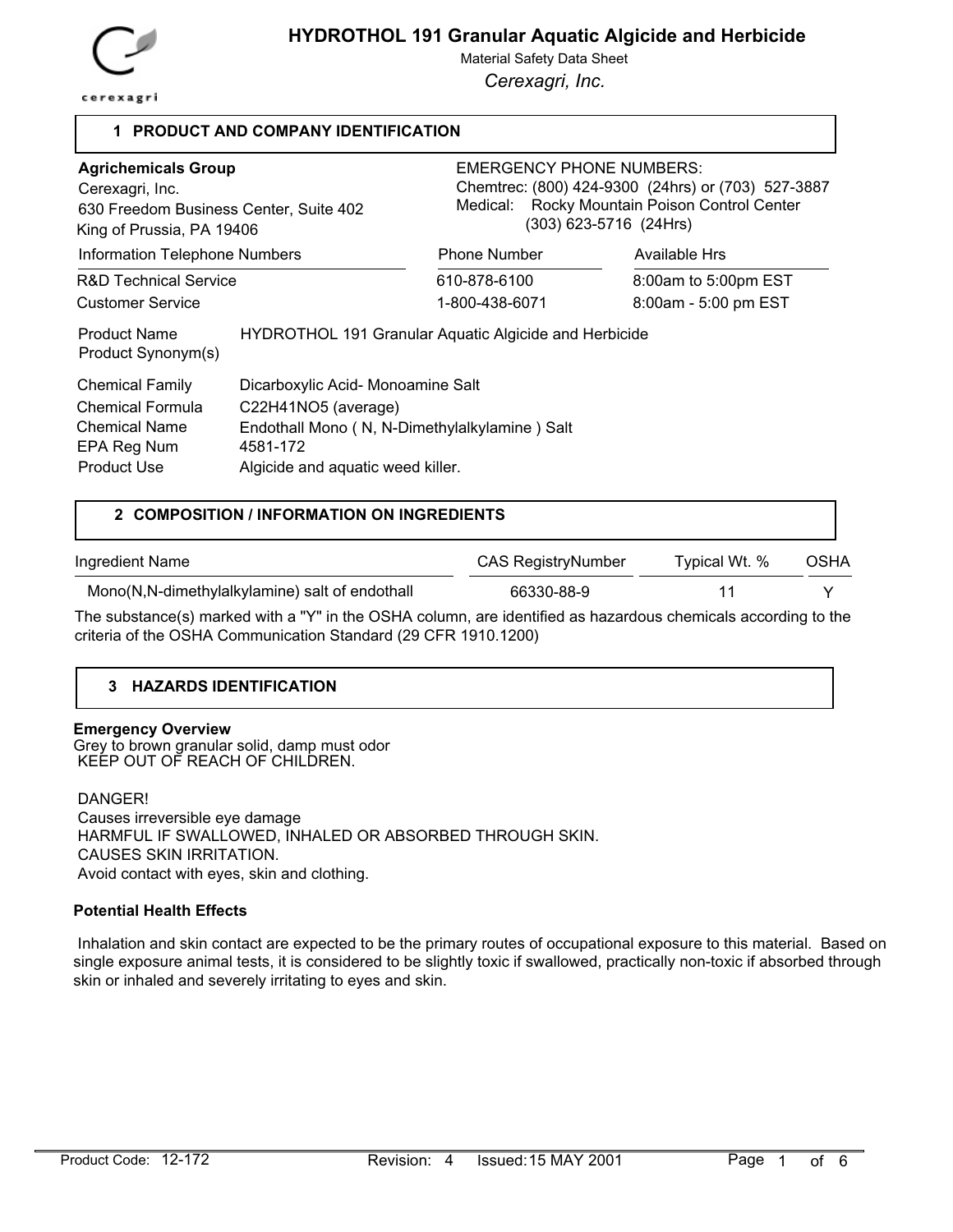# HYDROTHOL 191 Granular Aquatic Algicide and Herbicide

Material Safety Data Sheet

*Cerexagri, Inc.*

## 1 PRODUCT AND COMPANY IDENTIFICATION

**Agrichemicals Group**
Cerexagri, Inc.
630 Freedom Business Center, Suite 402
King of Prussia, PA 19406

EMERGENCY PHONE NUMBERS:
Chemtrec: (800) 424-9300 (24hrs) or (703) 527-3887
Medical: Rocky Mountain Poison Control Center (303) 623-5716 (24Hrs)

| Information Telephone Numbers | Phone Number | Available Hrs |
|---|---|---|
| R&D Technical Service | 610-878-6100 | 8:00am to 5:00pm EST |
| Customer Service | 1-800-438-6071 | 8:00am - 5:00 pm EST |

Product Name: HYDROTHOL 191 Granular Aquatic Algicide and Herbicide
Product Synonym(s):

Chemical Family: Dicarboxylic Acid- Monoamine Salt
Chemical Formula: $C_{22}H_{41}NO_5$ (average)
Chemical Name: Endothall Mono ( N, N-Dimethylalkylamine ) Salt
EPA Reg Num: 4581-172
Product Use: Algicide and aquatic weed killer.

## 2 COMPOSITION / INFORMATION ON INGREDIENTS

| Ingredient Name | CAS RegistryNumber | Typical Wt. % | OSHA |
|---|---|---|---|
| Mono(N,N-dimethylalkylamine) salt of endothall | 66330-88-9 | 11 | Y |

The substance(s) marked with a "Y" in the OSHA column, are identified as hazardous chemicals according to the criteria of the OSHA Communication Standard (29 CFR 1910.1200)

## 3 HAZARDS IDENTIFICATION

**Emergency Overview**

Grey to brown granular solid, damp must odor
KEEP OUT OF REACH OF CHILDREN.

DANGER!
Causes irreversible eye damage
HARMFUL IF SWALLOWED, INHALED OR ABSORBED THROUGH SKIN.
CAUSES SKIN IRRITATION.
Avoid contact with eyes, skin and clothing.

**Potential Health Effects**

Inhalation and skin contact are expected to be the primary routes of occupational exposure to this material. Based on single exposure animal tests, it is considered to be slightly toxic if swallowed, practically non-toxic if absorbed through skin or inhaled and severely irritating to eyes and skin.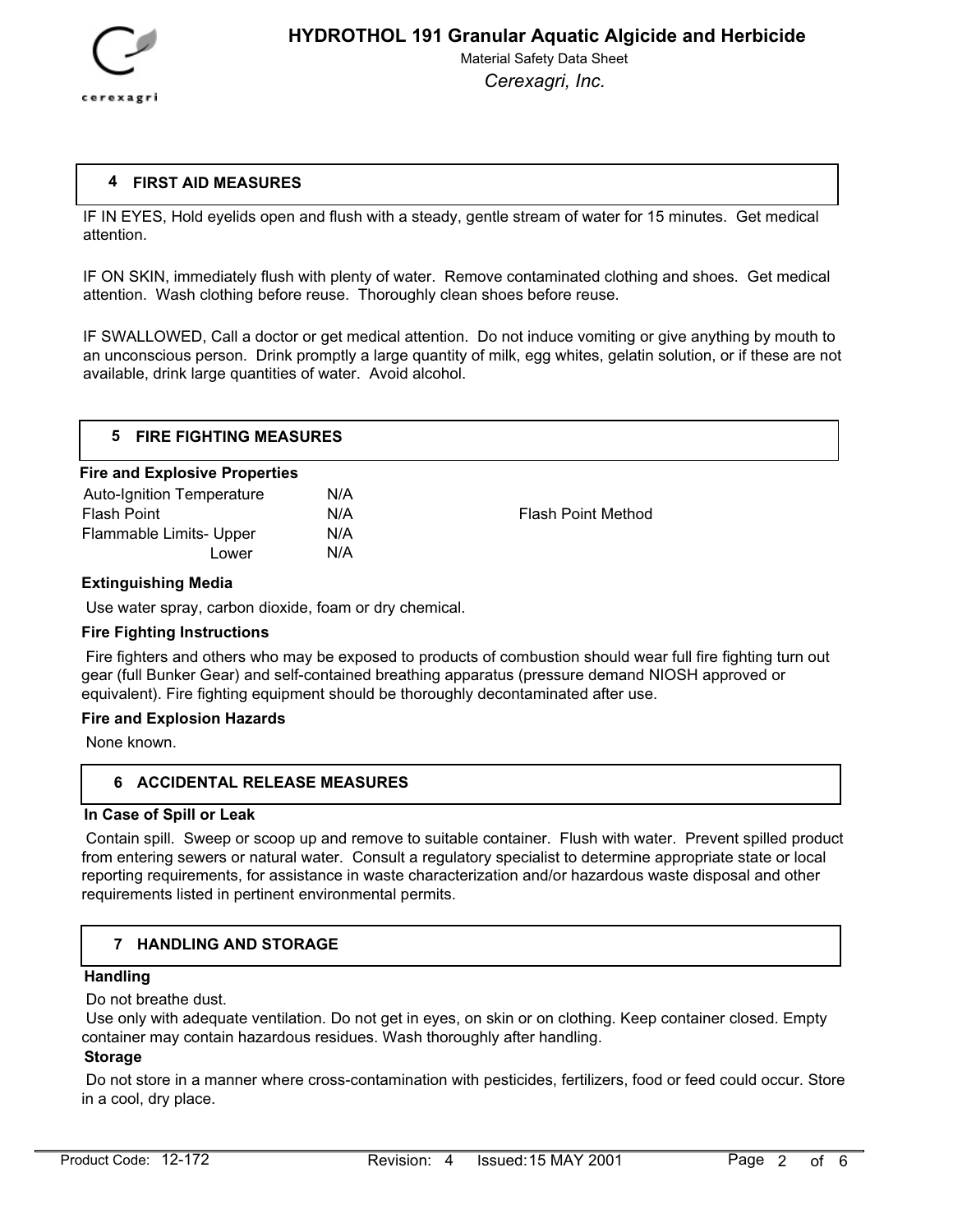## 4 FIRST AID MEASURES

IF IN EYES, Hold eyelids open and flush with a steady, gentle stream of water for 15 minutes. Get medical attention.

IF ON SKIN, immediately flush with plenty of water. Remove contaminated clothing and shoes. Get medical attention. Wash clothing before reuse. Thoroughly clean shoes before reuse.

IF SWALLOWED, Call a doctor or get medical attention. Do not induce vomiting or give anything by mouth to an unconscious person. Drink promptly a large quantity of milk, egg whites, gelatin solution, or if these are not available, drink large quantities of water. Avoid alcohol.

## 5 FIRE FIGHTING MEASURES

**Fire and Explosive Properties**

| | | |
|---|---|---|
| Auto-Ignition Temperature | N/A | |
| Flash Point | N/A | Flash Point Method |
| Flammable Limits- Upper | N/A | |
| Lower | N/A | |

**Extinguishing Media**

Use water spray, carbon dioxide, foam or dry chemical.

**Fire Fighting Instructions**

Fire fighters and others who may be exposed to products of combustion should wear full fire fighting turn out gear (full Bunker Gear) and self-contained breathing apparatus (pressure demand NIOSH approved or equivalent). Fire fighting equipment should be thoroughly decontaminated after use.

**Fire and Explosion Hazards**

None known.

## 6 ACCIDENTAL RELEASE MEASURES

**In Case of Spill or Leak**

Contain spill. Sweep or scoop up and remove to suitable container. Flush with water. Prevent spilled product from entering sewers or natural water. Consult a regulatory specialist to determine appropriate state or local reporting requirements, for assistance in waste characterization and/or hazardous waste disposal and other requirements listed in pertinent environmental permits.

## 7 HANDLING AND STORAGE

**Handling**

Do not breathe dust.

Use only with adequate ventilation. Do not get in eyes, on skin or on clothing. Keep container closed. Empty container may contain hazardous residues. Wash thoroughly after handling.

**Storage**

Do not store in a manner where cross-contamination with pesticides, fertilizers, food or feed could occur. Store in a cool, dry place.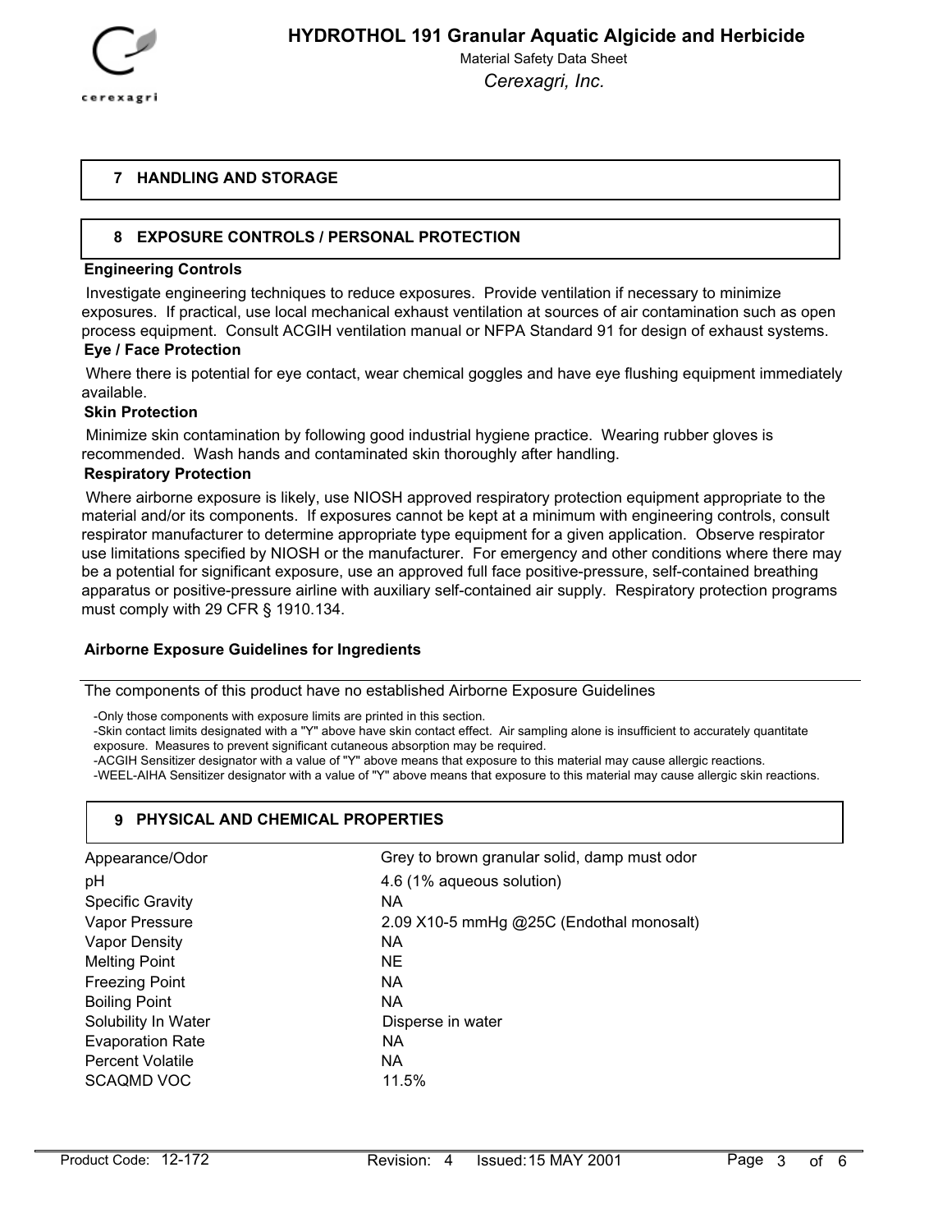## 7 HANDLING AND STORAGE

## 8 EXPOSURE CONTROLS / PERSONAL PROTECTION

**Engineering Controls**

Investigate engineering techniques to reduce exposures. Provide ventilation if necessary to minimize exposures. If practical, use local mechanical exhaust ventilation at sources of air contamination such as open process equipment. Consult ACGIH ventilation manual or NFPA Standard 91 for design of exhaust systems.

**Eye / Face Protection**

Where there is potential for eye contact, wear chemical goggles and have eye flushing equipment immediately available.

**Skin Protection**

Minimize skin contamination by following good industrial hygiene practice. Wearing rubber gloves is recommended. Wash hands and contaminated skin thoroughly after handling.

**Respiratory Protection**

Where airborne exposure is likely, use NIOSH approved respiratory protection equipment appropriate to the material and/or its components. If exposures cannot be kept at a minimum with engineering controls, consult respirator manufacturer to determine appropriate type equipment for a given application. Observe respirator use limitations specified by NIOSH or the manufacturer. For emergency and other conditions where there may be a potential for significant exposure, use an approved full face positive-pressure, self-contained breathing apparatus or positive-pressure airline with auxiliary self-contained air supply. Respiratory protection programs must comply with 29 CFR § 1910.134.

**Airborne Exposure Guidelines for Ingredients**

The components of this product have no established Airborne Exposure Guidelines

- -Only those components with exposure limits are printed in this section.
- -Skin contact limits designated with a "Y" above have skin contact effect. Air sampling alone is insufficient to accurately quantitate exposure. Measures to prevent significant cutaneous absorption may be required.
- -ACGIH Sensitizer designator with a value of "Y" above means that exposure to this material may cause allergic reactions.
- -WEEL-AIHA Sensitizer designator with a value of "Y" above means that exposure to this material may cause allergic skin reactions.

## 9 PHYSICAL AND CHEMICAL PROPERTIES

| | |
|---|---|
| Appearance/Odor | Grey to brown granular solid, damp must odor |
| pH | 4.6 (1% aqueous solution) |
| Specific Gravity | NA |
| Vapor Pressure | 2.09 X10-5 mmHg @25C (Endothal monosalt) |
| Vapor Density | NA |
| Melting Point | NE |
| Freezing Point | NA |
| Boiling Point | NA |
| Solubility In Water | Disperse in water |
| Evaporation Rate | NA |
| Percent Volatile | NA |
| SCAQMD VOC | 11.5% |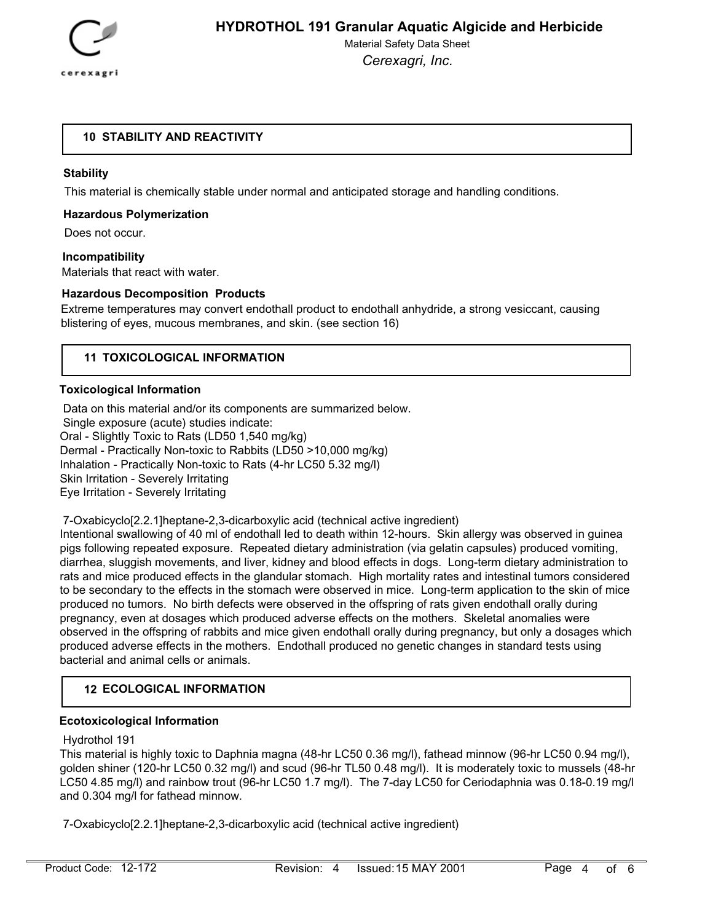## 10 STABILITY AND REACTIVITY

### Stability

This material is chemically stable under normal and anticipated storage and handling conditions.

### Hazardous Polymerization

Does not occur.

### Incompatibility

Materials that react with water.

### Hazardous Decomposition Products

Extreme temperatures may convert endothall product to endothall anhydride, a strong vesiccant, causing blistering of eyes, mucous membranes, and skin. (see section 16)

## 11 TOXICOLOGICAL INFORMATION

### Toxicological Information

Data on this material and/or its components are summarized below.
Single exposure (acute) studies indicate:
Oral - Slightly Toxic to Rats (LD50 1,540 mg/kg)
Dermal - Practically Non-toxic to Rabbits (LD50 >10,000 mg/kg)
Inhalation - Practically Non-toxic to Rats (4-hr LC50 5.32 mg/l)
Skin Irritation - Severely Irritating
Eye Irritation - Severely Irritating

7-Oxabicyclo[2.2.1]heptane-2,3-dicarboxylic acid (technical active ingredient)
Intentional swallowing of 40 ml of endothall led to death within 12-hours. Skin allergy was observed in guinea pigs following repeated exposure. Repeated dietary administration (via gelatin capsules) produced vomiting, diarrhea, sluggish movements, and liver, kidney and blood effects in dogs. Long-term dietary administration to rats and mice produced effects in the glandular stomach. High mortality rates and intestinal tumors considered to be secondary to the effects in the stomach were observed in mice. Long-term application to the skin of mice produced no tumors. No birth defects were observed in the offspring of rats given endothall orally during pregnancy, even at dosages which produced adverse effects on the mothers. Skeletal anomalies were observed in the offspring of rabbits and mice given endothall orally during pregnancy, but only a dosages which produced adverse effects in the mothers. Endothall produced no genetic changes in standard tests using bacterial and animal cells or animals.

## 12 ECOLOGICAL INFORMATION

### Ecotoxicological Information

Hydrothol 191
This material is highly toxic to Daphnia magna (48-hr LC50 0.36 mg/l), fathead minnow (96-hr LC50 0.94 mg/l), golden shiner (120-hr LC50 0.32 mg/l) and scud (96-hr TL50 0.48 mg/l). It is moderately toxic to mussels (48-hr LC50 4.85 mg/l) and rainbow trout (96-hr LC50 1.7 mg/l). The 7-day LC50 for Ceriodaphnia was 0.18-0.19 mg/l and 0.304 mg/l for fathead minnow.

7-Oxabicyclo[2.2.1]heptane-2,3-dicarboxylic acid (technical active ingredient)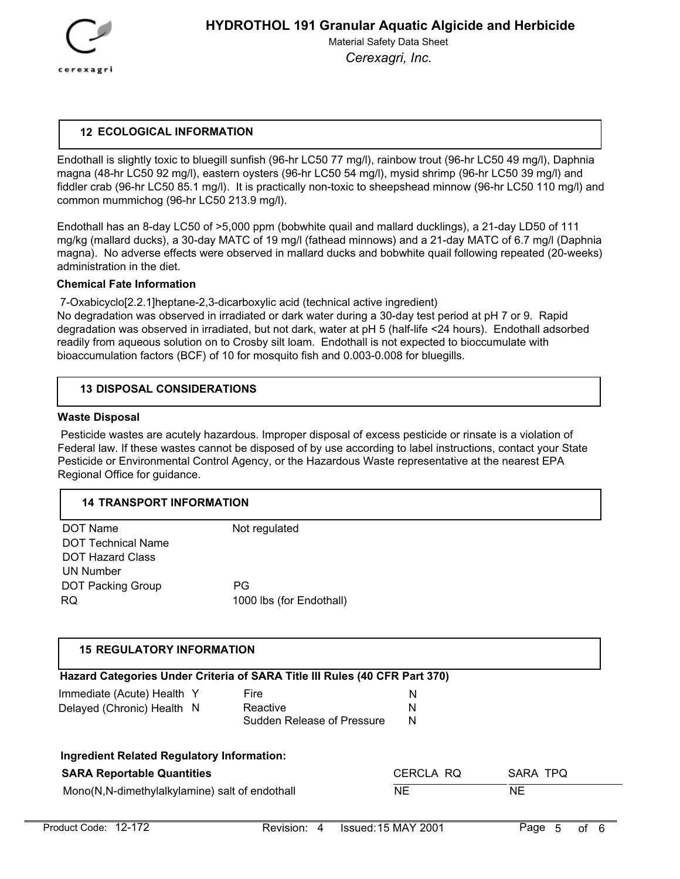## 12 ECOLOGICAL INFORMATION

Endothall is slightly toxic to bluegill sunfish (96-hr LC50 77 mg/l), rainbow trout (96-hr LC50 49 mg/l), Daphnia magna (48-hr LC50 92 mg/l), eastern oysters (96-hr LC50 54 mg/l), mysid shrimp (96-hr LC50 39 mg/l) and fiddler crab (96-hr LC50 85.1 mg/l). It is practically non-toxic to sheepshead minnow (96-hr LC50 110 mg/l) and common mummichog (96-hr LC50 213.9 mg/l).

Endothall has an 8-day LC50 of >5,000 ppm (bobwhite quail and mallard ducklings), a 21-day LD50 of 111 mg/kg (mallard ducks), a 30-day MATC of 19 mg/l (fathead minnows) and a 21-day MATC of 6.7 mg/l (Daphnia magna). No adverse effects were observed in mallard ducks and bobwhite quail following repeated (20-weeks) administration in the diet.

### Chemical Fate Information

7-Oxabicyclo[2.2.1]heptane-2,3-dicarboxylic acid (technical active ingredient)
No degradation was observed in irradiated or dark water during a 30-day test period at pH 7 or 9. Rapid degradation was observed in irradiated, but not dark, water at pH 5 (half-life <24 hours). Endothall adsorbed readily from aqueous solution on to Crosby silt loam. Endothall is not expected to bioccumulate with bioaccumulation factors (BCF) of 10 for mosquito fish and 0.003-0.008 for bluegills.

## 13 DISPOSAL CONSIDERATIONS

### Waste Disposal

Pesticide wastes are acutely hazardous. Improper disposal of excess pesticide or rinsate is a violation of Federal law. If these wastes cannot be disposed of by use according to label instructions, contact your State Pesticide or Environmental Control Agency, or the Hazardous Waste representative at the nearest EPA Regional Office for guidance.

## 14 TRANSPORT INFORMATION

| | |
|---|---|
| DOT Name | Not regulated |
| DOT Technical Name | |
| DOT Hazard Class | |
| UN Number | |
| DOT Packing Group | PG |
| RQ | 1000 lbs (for Endothall) |

## 15 REGULATORY INFORMATION

### Hazard Categories Under Criteria of SARA Title III Rules (40 CFR Part 370)

| | | | |
|---|---|---|---|
| Immediate (Acute) Health | Y | Fire | N |
| Delayed (Chronic) Health | N | Reactive | N |
| | | Sudden Release of Pressure | N |

### Ingredient Related Regulatory Information:

| SARA Reportable Quantities | CERCLA RQ | SARA TPQ |
|---|---|---|
| Mono(N,N-dimethylalkylamine) salt of endothall | NE | NE |

Product Code: 12-172 Revision: 4 Issued: 15 MAY 2001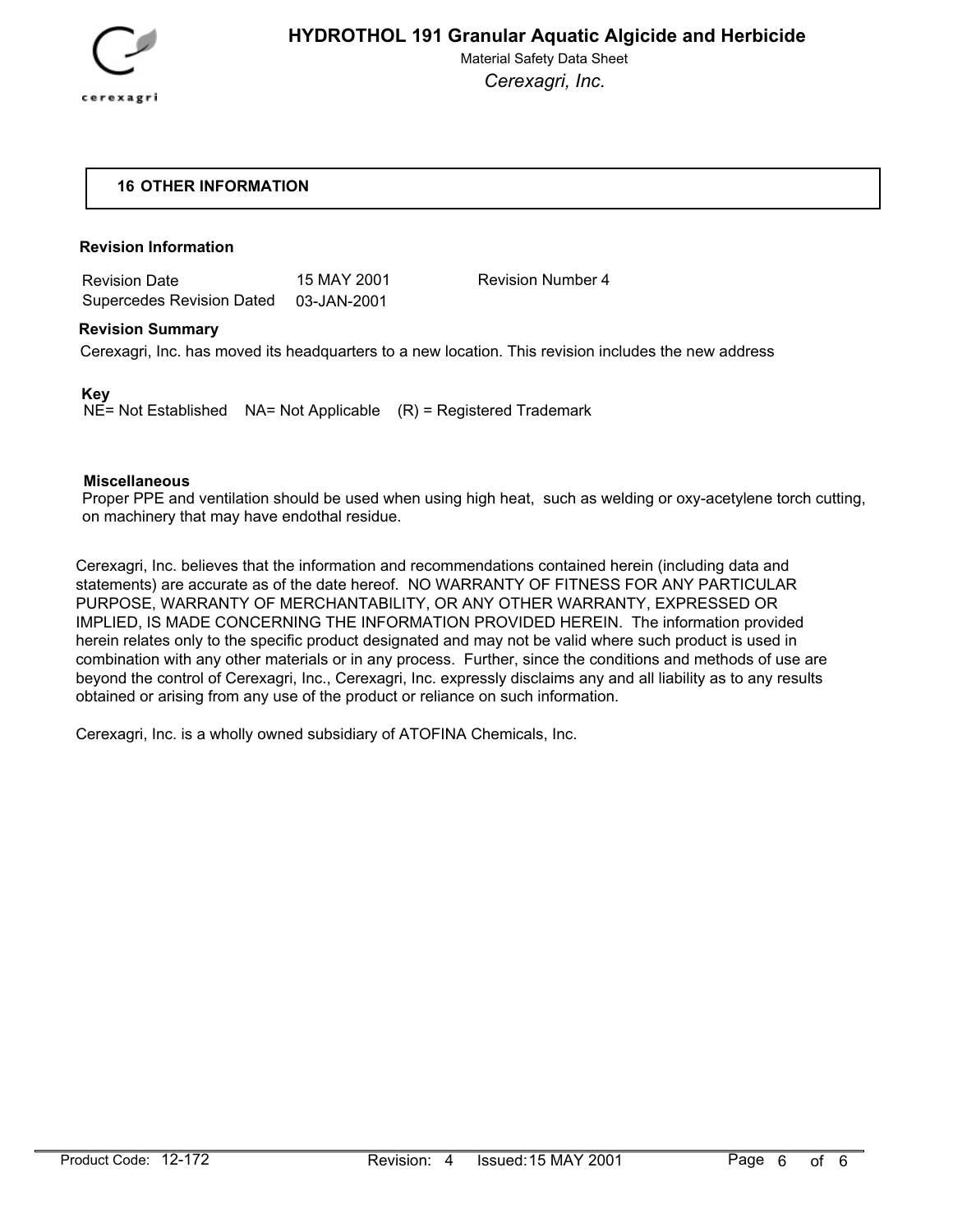## 16 OTHER INFORMATION

### Revision Information

| | | |
|---|---|---|
| Revision Date | 15 MAY 2001 | Revision Number 4 |
| Supercedes Revision Dated | 03-JAN-2001 | |

### Revision Summary

Cerexagri, Inc. has moved its headquarters to a new location. This revision includes the new address

### Key

NE= Not Established    NA= Not Applicable    (R) = Registered Trademark

### Miscellaneous

Proper PPE and ventilation should be used when using high heat, such as welding or oxy-acetylene torch cutting, on machinery that may have endothal residue.

Cerexagri, Inc. believes that the information and recommendations contained herein (including data and statements) are accurate as of the date hereof. NO WARRANTY OF FITNESS FOR ANY PARTICULAR PURPOSE, WARRANTY OF MERCHANTABILITY, OR ANY OTHER WARRANTY, EXPRESSED OR IMPLIED, IS MADE CONCERNING THE INFORMATION PROVIDED HEREIN. The information provided herein relates only to the specific product designated and may not be valid where such product is used in combination with any other materials or in any process. Further, since the conditions and methods of use are beyond the control of Cerexagri, Inc., Cerexagri, Inc. expressly disclaims any and all liability as to any results obtained or arising from any use of the product or reliance on such information.

Cerexagri, Inc. is a wholly owned subsidiary of ATOFINA Chemicals, Inc.